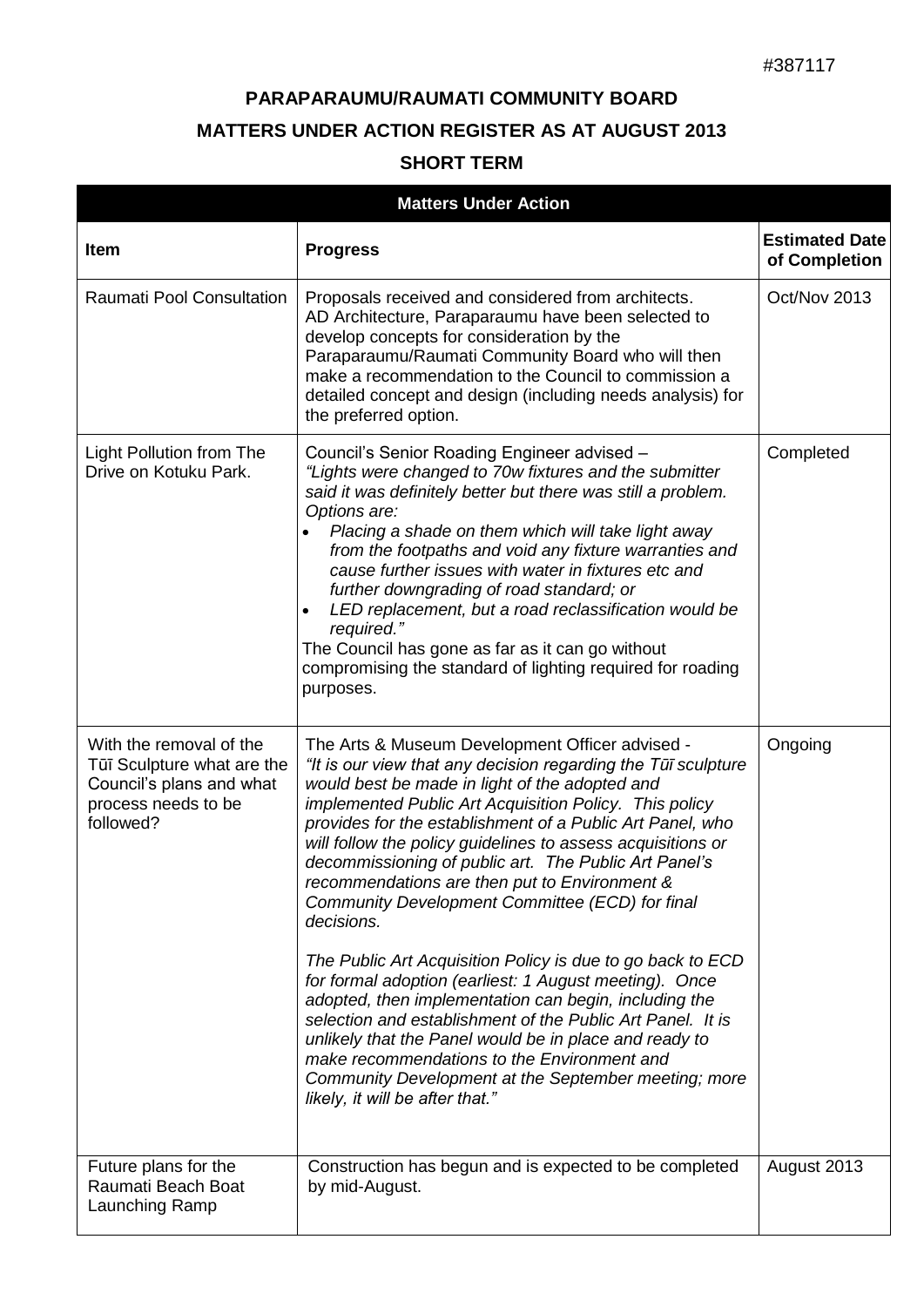#387117

# PARAPARAUMU/RAUMATI COMMUNITY BOARD

## MATTERS UNDER ACTION REGISTER AS AT AUGUST 2013

### SHORT TERM

| **Matters Under Action** | | |
|---|---|---|
| **Item** | **Progress** | **Estimated Date of Completion** |
| Raumati Pool Consultation | Proposals received and considered from architects. AD Architecture, Paraparaumu have been selected to develop concepts for consideration by the Paraparaumu/Raumati Community Board who will then make a recommendation to the Council to commission a detailed concept and design (including needs analysis) for the preferred option. | Oct/Nov 2013 |
| Light Pollution from The Drive on Kotuku Park. | Council's Senior Roading Engineer advised – *"Lights were changed to 70w fixtures and the submitter said it was definitely better but there was still a problem. Options are:* <br>• *Placing a shade on them which will take light away from the footpaths and void any fixture warranties and cause further issues with water in fixtures etc and further downgrading of road standard; or* <br>• *LED replacement, but a road reclassification would be required."* <br>The Council has gone as far as it can go without compromising the standard of lighting required for roading purposes. | Completed |
| With the removal of the Tūī Sculpture what are the Council's plans and what process needs to be followed? | The Arts & Museum Development Officer advised - *"It is our view that any decision regarding the Tūī sculpture would best be made in light of the adopted and implemented Public Art Acquisition Policy. This policy provides for the establishment of a Public Art Panel, who will follow the policy guidelines to assess acquisitions or decommissioning of public art. The Public Art Panel's recommendations are then put to Environment & Community Development Committee (ECD) for final decisions.* <br><br>*The Public Art Acquisition Policy is due to go back to ECD for formal adoption (earliest: 1 August meeting). Once adopted, then implementation can begin, including the selection and establishment of the Public Art Panel. It is unlikely that the Panel would be in place and ready to make recommendations to the Environment and Community Development at the September meeting; more likely, it will be after that."* | Ongoing |
| Future plans for the Raumati Beach Boat Launching Ramp | Construction has begun and is expected to be completed by mid-August. | August 2013 |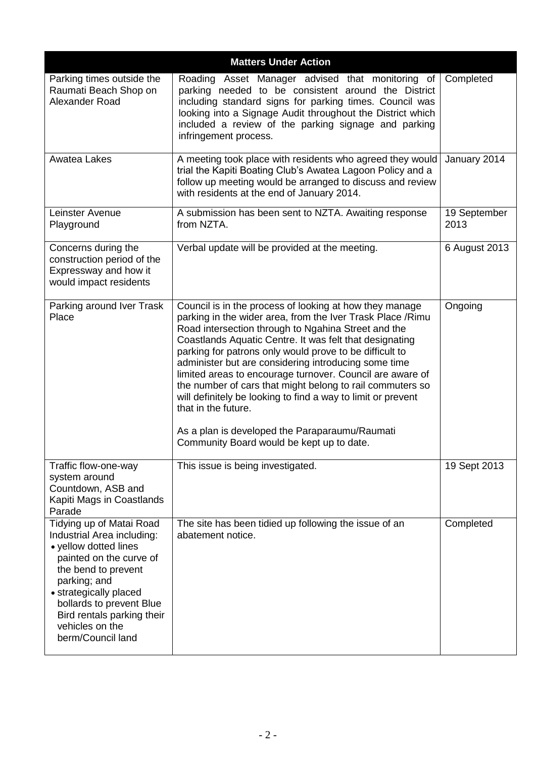| Matters Under Action | | |
|---|---|---|
| Parking times outside the Raumati Beach Shop on Alexander Road | Roading Asset Manager advised that monitoring of parking needed to be consistent around the District including standard signs for parking times. Council was looking into a Signage Audit throughout the District which included a review of the parking signage and parking infringement process. | Completed |
| Awatea Lakes | A meeting took place with residents who agreed they would trial the Kapiti Boating Club's Awatea Lagoon Policy and a follow up meeting would be arranged to discuss and review with residents at the end of January 2014. | January 2014 |
| Leinster Avenue Playground | A submission has been sent to NZTA. Awaiting response from NZTA. | 19 September 2013 |
| Concerns during the construction period of the Expressway and how it would impact residents | Verbal update will be provided at the meeting. | 6 August 2013 |
| Parking around Iver Trask Place | Council is in the process of looking at how they manage parking in the wider area, from the Iver Trask Place /Rimu Road intersection through to Ngahina Street and the Coastlands Aquatic Centre. It was felt that designating parking for patrons only would prove to be difficult to administer but are considering introducing some time limited areas to encourage turnover. Council are aware of the number of cars that might belong to rail commuters so will definitely be looking to find a way to limit or prevent that in the future.<br><br>As a plan is developed the Paraparaumu/Raumati Community Board would be kept up to date. | Ongoing |
| Traffic flow-one-way system around Countdown, ASB and Kapiti Mags in Coastlands Parade | This issue is being investigated. | 19 Sept 2013 |
| Tidying up of Matai Road Industrial Area including:<br>• yellow dotted lines painted on the curve of the bend to prevent parking; and<br>• strategically placed bollards to prevent Blue Bird rentals parking their vehicles on the berm/Council land | The site has been tidied up following the issue of an abatement notice. | Completed |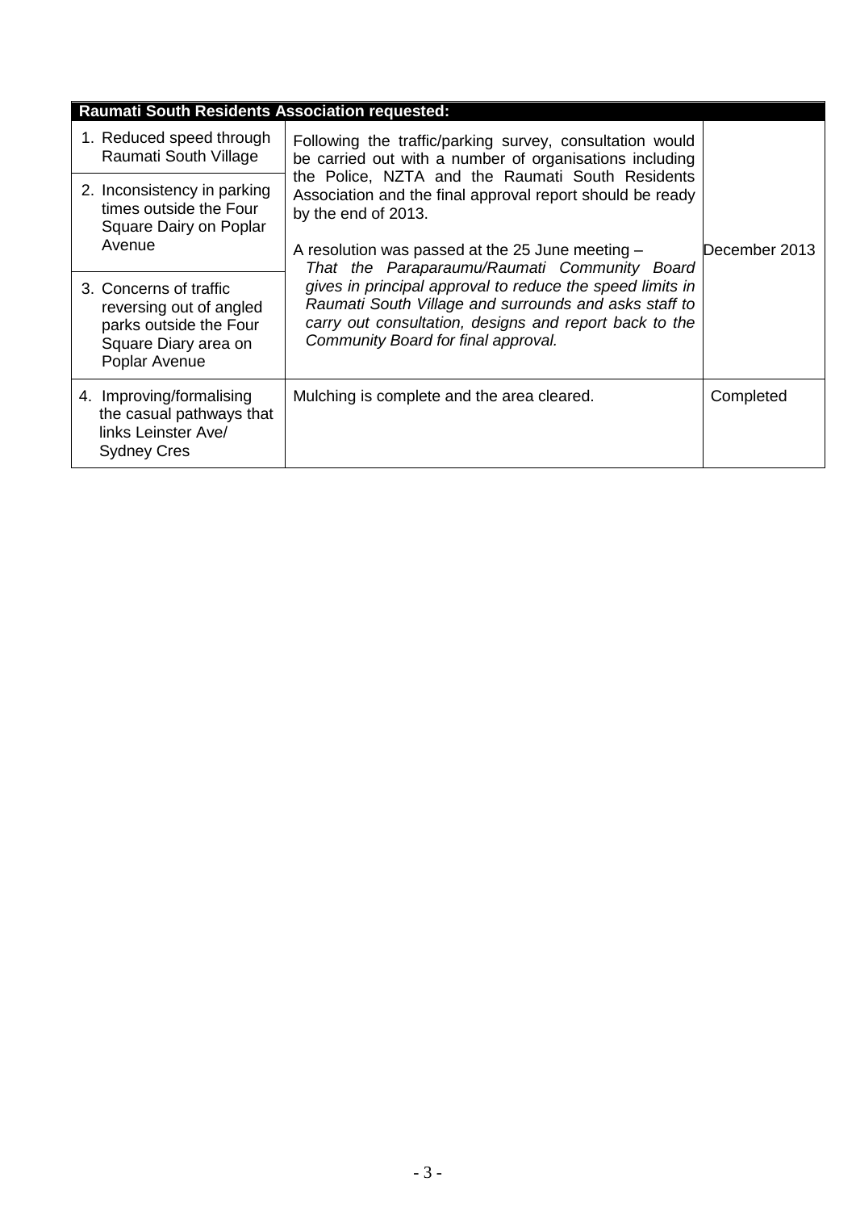| Raumati South Residents Association requested: | | |
|---|---|---|
| 1. Reduced speed through Raumati South Village | Following the traffic/parking survey, consultation would be carried out with a number of organisations including the Police, NZTA and the Raumati South Residents Association and the final approval report should be ready by the end of 2013.<br><br>A resolution was passed at the 25 June meeting – *That the Paraparaumu/Raumati Community Board gives in principal approval to reduce the speed limits in Raumati South Village and surrounds and asks staff to carry out consultation, designs and report back to the Community Board for final approval.* | December 2013 |
| 2. Inconsistency in parking times outside the Four Square Dairy on Poplar Avenue | | |
| 3. Concerns of traffic reversing out of angled parks outside the Four Square Diary area on Poplar Avenue | | |
| 4. Improving/formalising the casual pathways that links Leinster Ave/ Sydney Cres | Mulching is complete and the area cleared. | Completed |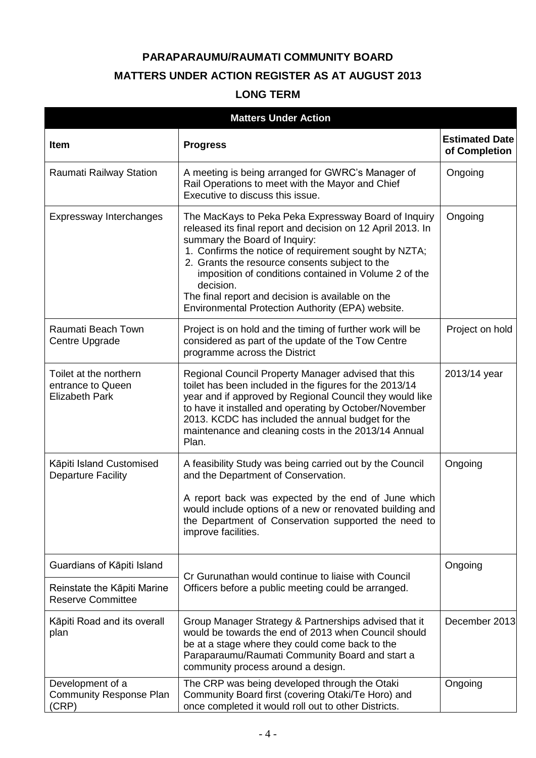# PARAPARAUMU/RAUMATI COMMUNITY BOARD

## MATTERS UNDER ACTION REGISTER AS AT AUGUST 2013

### LONG TERM

| Matters Under Action | | |
|---|---|---|
| **Item** | **Progress** | **Estimated Date of Completion** |
| Raumati Railway Station | A meeting is being arranged for GWRC's Manager of Rail Operations to meet with the Mayor and Chief Executive to discuss this issue. | Ongoing |
| Expressway Interchanges | The MacKays to Peka Peka Expressway Board of Inquiry released its final report and decision on 12 April 2013. In summary the Board of Inquiry:<br>1. Confirms the notice of requirement sought by NZTA;<br>2. Grants the resource consents subject to the imposition of conditions contained in Volume 2 of the decision.<br>The final report and decision is available on the Environmental Protection Authority (EPA) website. | Ongoing |
| Raumati Beach Town Centre Upgrade | Project is on hold and the timing of further work will be considered as part of the update of the Tow Centre programme across the District | Project on hold |
| Toilet at the northern entrance to Queen Elizabeth Park | Regional Council Property Manager advised that this toilet has been included in the figures for the 2013/14 year and if approved by Regional Council they would like to have it installed and operating by October/November 2013. KCDC has included the annual budget for the maintenance and cleaning costs in the 2013/14 Annual Plan. | 2013/14 year |
| Kāpiti Island Customised Departure Facility | A feasibility Study was being carried out by the Council and the Department of Conservation.<br><br>A report back was expected by the end of June which would include options of a new or renovated building and the Department of Conservation supported the need to improve facilities. | Ongoing |
| Guardians of Kāpiti Island | Cr Gurunathan would continue to liaise with Council Officers before a public meeting could be arranged. | Ongoing |
| Reinstate the Kāpiti Marine Reserve Committee | | |
| Kāpiti Road and its overall plan | Group Manager Strategy & Partnerships advised that it would be towards the end of 2013 when Council should be at a stage where they could come back to the Paraparaumu/Raumati Community Board and start a community process around a design. | December 2013 |
| Development of a Community Response Plan (CRP) | The CRP was being developed through the Otaki Community Board first (covering Otaki/Te Horo) and once completed it would roll out to other Districts. | Ongoing |